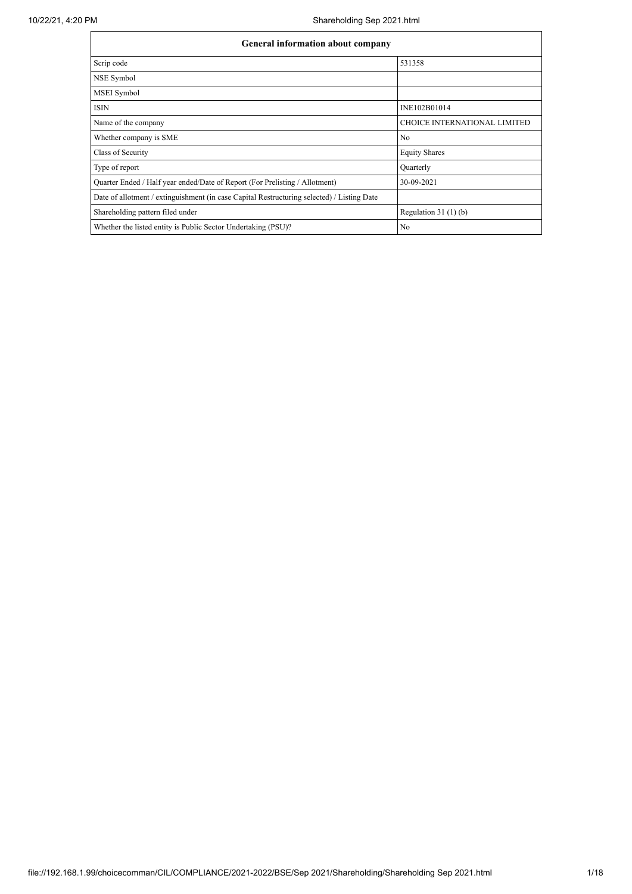| General information about company | |
|---|---|
| Scrip code | 531358 |
| NSE Symbol | |
| MSEI Symbol | |
| ISIN | INE102B01014 |
| Name of the company | CHOICE INTERNATIONAL LIMITED |
| Whether company is SME | No |
| Class of Security | Equity Shares |
| Type of report | Quarterly |
| Quarter Ended / Half year ended/Date of Report (For Prelisting / Allotment) | 30-09-2021 |
| Date of allotment / extinguishment (in case Capital Restructuring selected) / Listing Date | |
| Shareholding pattern filed under | Regulation 31 (1) (b) |
| Whether the listed entity is Public Sector Undertaking (PSU)? | No |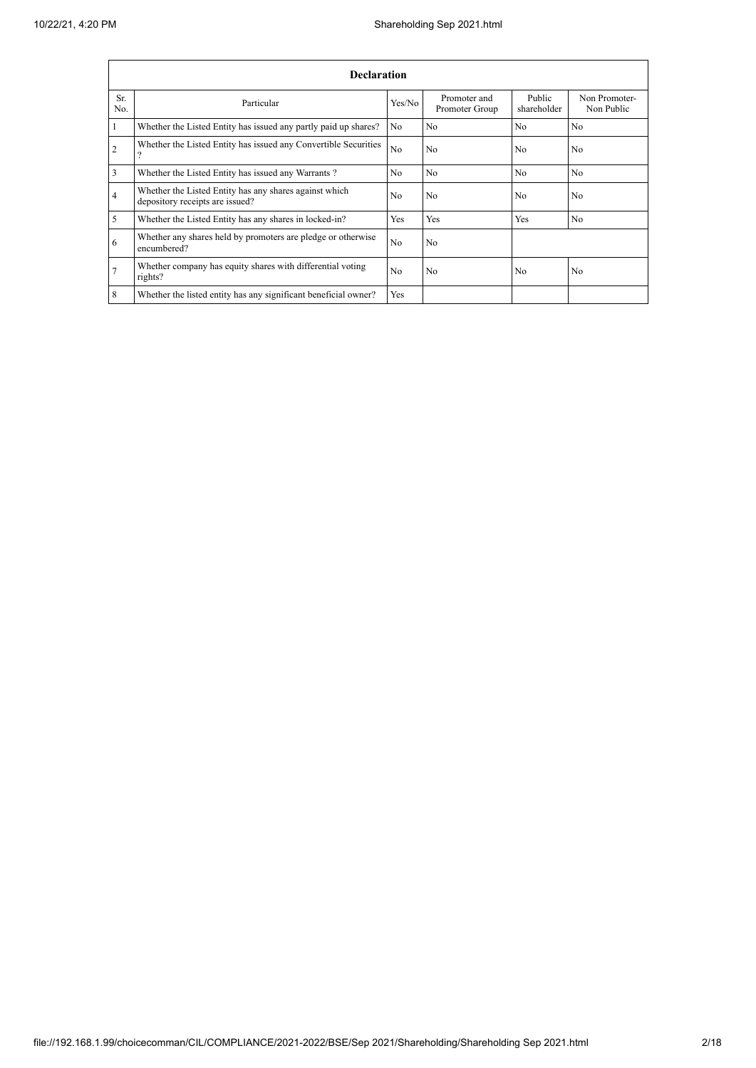| Declaration | | | | | |
|---|---|---|---|---|---|
| Sr. No. | Particular | Yes/No | Promoter and Promoter Group | Public shareholder | Non Promoter- Non Public |
| 1 | Whether the Listed Entity has issued any partly paid up shares? | No | No | No | No |
| 2 | Whether the Listed Entity has issued any Convertible Securities ? | No | No | No | No |
| 3 | Whether the Listed Entity has issued any Warrants ? | No | No | No | No |
| 4 | Whether the Listed Entity has any shares against which depository receipts are issued? | No | No | No | No |
| 5 | Whether the Listed Entity has any shares in locked-in? | Yes | Yes | Yes | No |
| 6 | Whether any shares held by promoters are pledge or otherwise encumbered? | No | No | | |
| 7 | Whether company has equity shares with differential voting rights? | No | No | No | No |
| 8 | Whether the listed entity has any significant beneficial owner? | Yes | | | |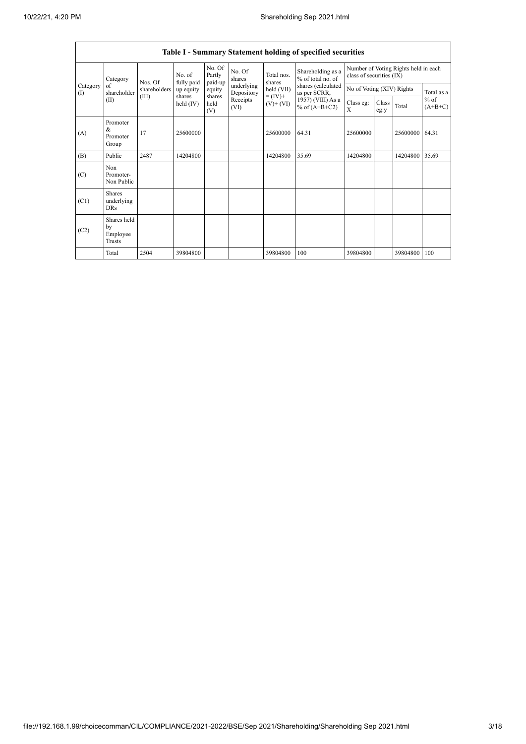| Table I - Summary Statement holding of specified securities | | | | | | | | | | | |
|---|---|---|---|---|---|---|---|---|---|---|---|
| Category (I) | Category of shareholder (II) | Nos. Of shareholders (III) | No. of fully paid up equity shares held (IV) | No. Of Partly paid-up equity shares held (V) | No. Of shares underlying Depository Receipts (VI) | Total nos. shares held (VII) = (IV)+ (V)+ (VI) | Shareholding as a % of total no. of shares (calculated as per SCRR, 1957) (VIII) As a % of (A+B+C2) | Number of Voting Rights held in each class of securities (IX) | | | |
| | | | | | | | | No of Voting (XIV) Rights | | | Total as a % of (A+B+C) |
| | | | | | | | | Class eg: X | Class eg:y | Total | |
| (A) | Promoter & Promoter Group | 17 | 25600000 | | | 25600000 | 64.31 | 25600000 | | 25600000 | 64.31 |
| (B) | Public | 2487 | 14204800 | | | 14204800 | 35.69 | 14204800 | | 14204800 | 35.69 |
| (C) | Non Promoter- Non Public | | | | | | | | | | |
| (C1) | Shares underlying DRs | | | | | | | | | | |
| (C2) | Shares held by Employee Trusts | | | | | | | | | | |
| | Total | 2504 | 39804800 | | | 39804800 | 100 | 39804800 | | 39804800 | 100 |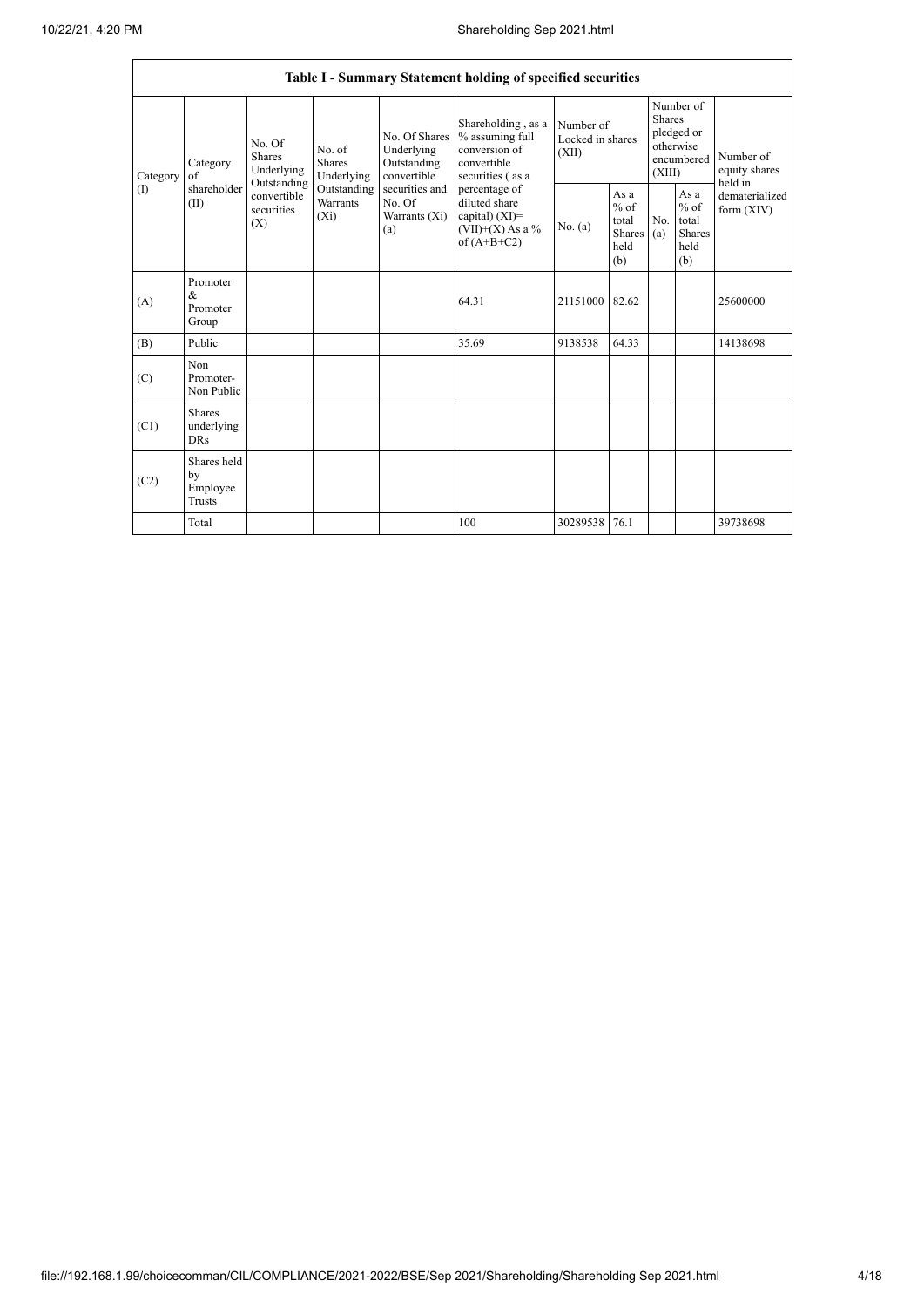| Table I - Summary Statement holding of specified securities | | | | | | | | | | | |
|---|---|---|---|---|---|---|---|---|---|---|---|
| Category (I) | Category of shareholder (II) | No. Of Shares Underlying Outstanding convertible securities (X) | No. of Shares Underlying Outstanding Warrants (Xi) | No. Of Shares Underlying Outstanding convertible securities and No. Of Warrants (Xi) (a) | Shareholding , as a % assuming full conversion of convertible securities ( as a percentage of diluted share capital) (XI)= (VII)+(X) As a % of (A+B+C2) | Number of Locked in shares (XII) | | Number of Shares pledged or otherwise encumbered (XIII) | | Number of equity shares held in dematerialized form (XIV) |
| | | | | | | No. (a) | As a % of total Shares held (b) | No. (a) | As a % of total Shares held (b) | |
| (A) | Promoter & Promoter Group | | | | 64.31 | 21151000 | 82.62 | | | 25600000 |
| (B) | Public | | | | 35.69 | 9138538 | 64.33 | | | 14138698 |
| (C) | Non Promoter- Non Public | | | | | | | | | |
| (C1) | Shares underlying DRs | | | | | | | | | |
| (C2) | Shares held by Employee Trusts | | | | | | | | | |
| | Total | | | | 100 | 30289538 | 76.1 | | | 39738698 |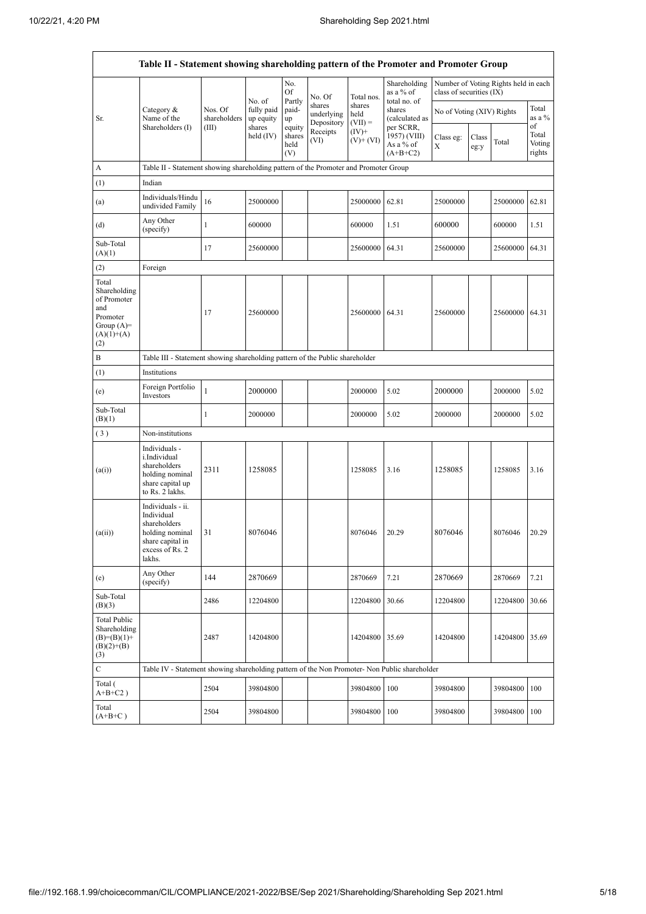## Table II - Statement showing shareholding pattern of the Promoter and Promoter Group

| Sr. | Category & Name of the Shareholders (I) | Nos. Of shareholders (III) | No. of fully paid up equity shares held (IV) | No. Of Partly paid-up equity shares held (V) | No. Of shares underlying Depository Receipts (VI) | Total nos. shares held (VII) = (IV)+ (V)+ (VI) | Shareholding as a % of total no. of shares (calculated as per SCRR, 1957) (VIII) As a % of (A+B+C2) | Number of Voting Rights held in each class of securities (IX) | | | |
|---|---|---|---|---|---|---|---|---|---|---|---|
| | | | | | | | | No of Voting (XIV) Rights | | | Total as a % of Total Voting rights |
| | | | | | | | | Class eg: X | Class eg:y | Total | |
| A | Table II - Statement showing shareholding pattern of the Promoter and Promoter Group | | | | | | | | | | |
| (1) | Indian | | | | | | | | | | |
| (a) | Individuals/Hindu undivided Family | 16 | 25000000 | | | 25000000 | 62.81 | 25000000 | | 25000000 | 62.81 |
| (d) | Any Other (specify) | 1 | 600000 | | | 600000 | 1.51 | 600000 | | 600000 | 1.51 |
| Sub-Total (A)(1) | | 17 | 25600000 | | | 25600000 | 64.31 | 25600000 | | 25600000 | 64.31 |
| (2) | Foreign | | | | | | | | | | |
| Total Shareholding of Promoter and Promoter Group (A)=(A)(1)+(A)(2) | | 17 | 25600000 | | | 25600000 | 64.31 | 25600000 | | 25600000 | 64.31 |
| B | Table III - Statement showing shareholding pattern of the Public shareholder | | | | | | | | | | |
| (1) | Institutions | | | | | | | | | | |
| (e) | Foreign Portfolio Investors | 1 | 2000000 | | | 2000000 | 5.02 | 2000000 | | 2000000 | 5.02 |
| Sub-Total (B)(1) | | 1 | 2000000 | | | 2000000 | 5.02 | 2000000 | | 2000000 | 5.02 |
| (3) | Non-institutions | | | | | | | | | | |
| (a(i)) | Individuals - i.Individual shareholders holding nominal share capital up to Rs. 2 lakhs. | 2311 | 1258085 | | | 1258085 | 3.16 | 1258085 | | 1258085 | 3.16 |
| (a(ii)) | Individuals - ii. Individual shareholders holding nominal share capital in excess of Rs. 2 lakhs. | 31 | 8076046 | | | 8076046 | 20.29 | 8076046 | | 8076046 | 20.29 |
| (e) | Any Other (specify) | 144 | 2870669 | | | 2870669 | 7.21 | 2870669 | | 2870669 | 7.21 |
| Sub-Total (B)(3) | | 2486 | 12204800 | | | 12204800 | 30.66 | 12204800 | | 12204800 | 30.66 |
| Total Public Shareholding (B)=(B)(1)+(B)(2)+(B)(3) | | 2487 | 14204800 | | | 14204800 | 35.69 | 14204800 | | 14204800 | 35.69 |
| C | Table IV - Statement showing shareholding pattern of the Non Promoter- Non Public shareholder | | | | | | | | | | |
| Total ( A+B+C2 ) | | 2504 | 39804800 | | | 39804800 | 100 | 39804800 | | 39804800 | 100 |
| Total (A+B+C ) | | 2504 | 39804800 | | | 39804800 | 100 | 39804800 | | 39804800 | 100 |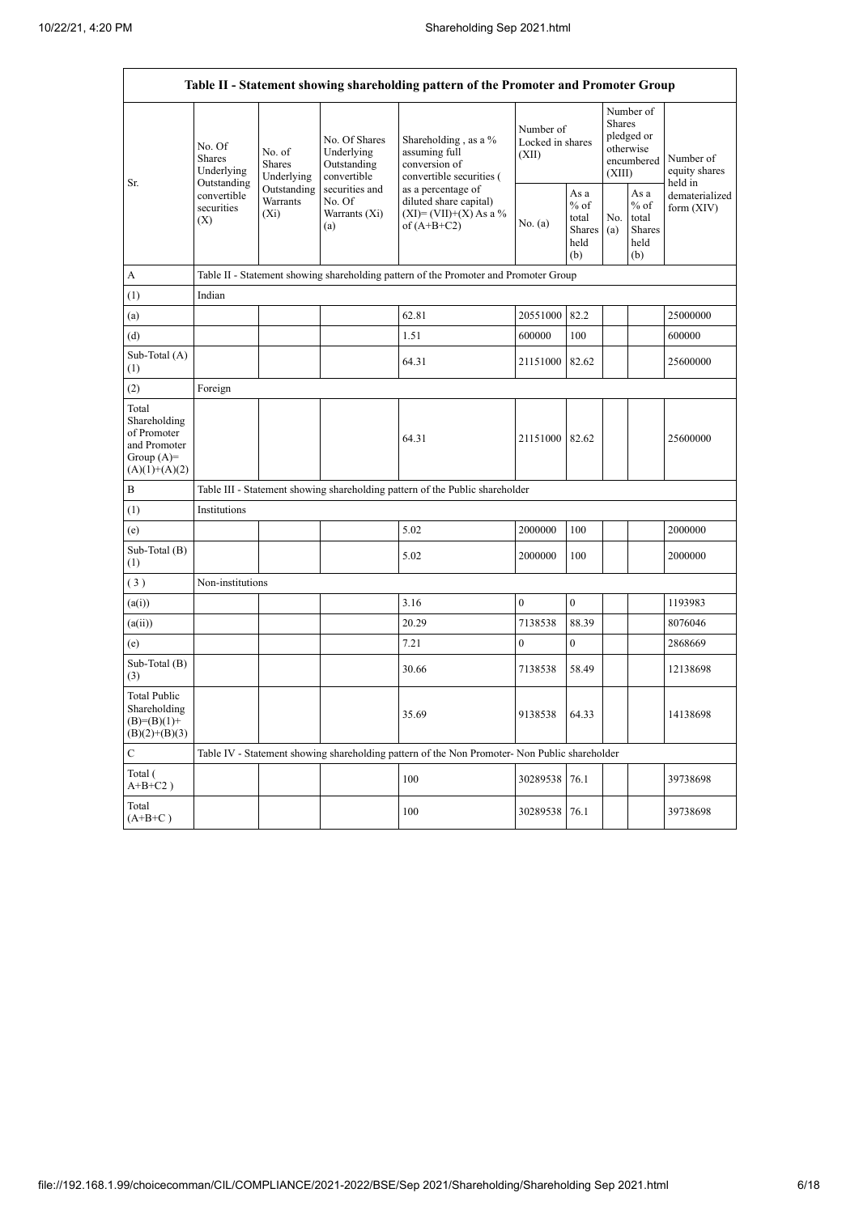| Table II - Statement showing shareholding pattern of the Promoter and Promoter Group | | | | | | | | | |
|---|---|---|---|---|---|---|---|---|---|
| Sr. | No. Of Shares Underlying Outstanding convertible securities (X) | No. of Shares Underlying Outstanding Warrants (Xi) | No. Of Shares Underlying Outstanding convertible securities and No. Of Warrants (Xi) (a) | Shareholding , as a % assuming full conversion of convertible securities ( as a percentage of diluted share capital) (XI)= (VII)+(X) As a % of (A+B+C2) | Number of Locked in shares (XII) | | Number of Shares pledged or otherwise encumbered (XIII) | | Number of equity shares held in dematerialized form (XIV) |
| | | | | | No. (a) | As a % of total Shares held (b) | No. (a) | As a % of total Shares held (b) | |
| A | Table II - Statement showing shareholding pattern of the Promoter and Promoter Group | | | | | | | | |
| (1) | Indian | | | | | | | | |
| (a) | | | | 62.81 | 20551000 | 82.2 | | | 25000000 |
| (d) | | | | 1.51 | 600000 | 100 | | | 600000 |
| Sub-Total (A) (1) | | | | 64.31 | 21151000 | 82.62 | | | 25600000 |
| (2) | Foreign | | | | | | | | |
| Total Shareholding of Promoter and Promoter Group (A)= (A)(1)+(A)(2) | | | | 64.31 | 21151000 | 82.62 | | | 25600000 |
| B | Table III - Statement showing shareholding pattern of the Public shareholder | | | | | | | | |
| (1) | Institutions | | | | | | | | |
| (e) | | | | 5.02 | 2000000 | 100 | | | 2000000 |
| Sub-Total (B) (1) | | | | 5.02 | 2000000 | 100 | | | 2000000 |
| (3) | Non-institutions | | | | | | | | |
| (a(i)) | | | | 3.16 | 0 | 0 | | | 1193983 |
| (a(ii)) | | | | 20.29 | 7138538 | 88.39 | | | 8076046 |
| (e) | | | | 7.21 | 0 | 0 | | | 2868669 |
| Sub-Total (B) (3) | | | | 30.66 | 7138538 | 58.49 | | | 12138698 |
| Total Public Shareholding (B)=(B)(1)+(B)(2)+(B)(3) | | | | 35.69 | 9138538 | 64.33 | | | 14138698 |
| C | Table IV - Statement showing shareholding pattern of the Non Promoter- Non Public shareholder | | | | | | | | |
| Total ( A+B+C2 ) | | | | 100 | 30289538 | 76.1 | | | 39738698 |
| Total (A+B+C ) | | | | 100 | 30289538 | 76.1 | | | 39738698 |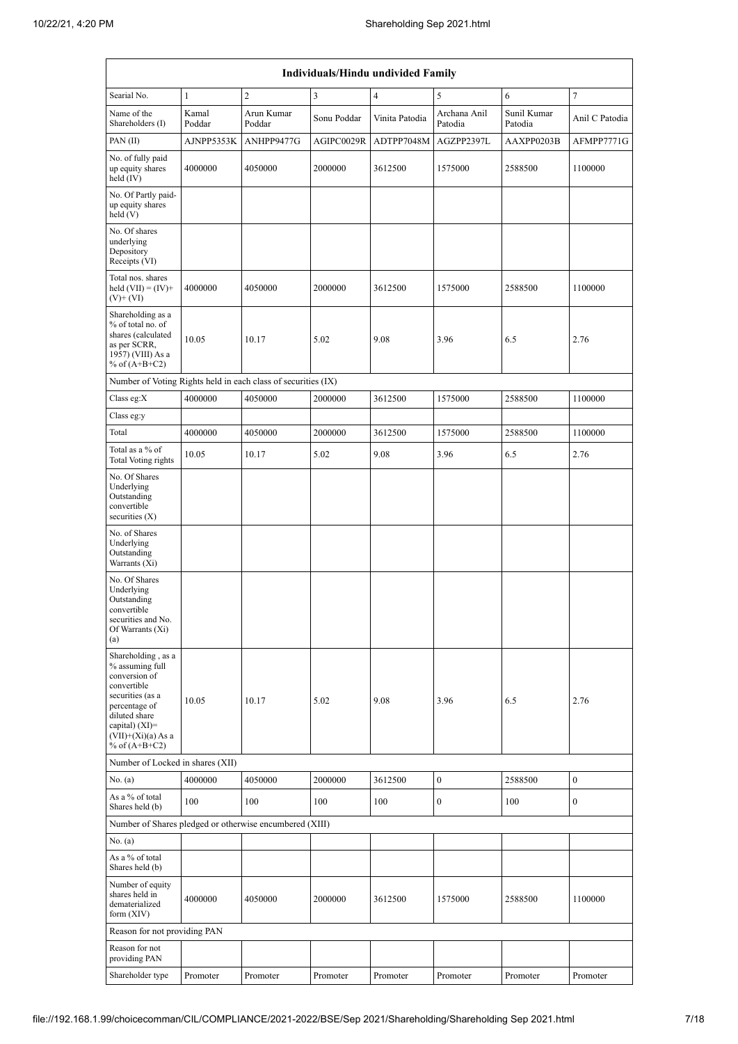| Individuals/Hindu undivided Family | | | | | | | |
|---|---|---|---|---|---|---|---|
| Searial No. | 1 | 2 | 3 | 4 | 5 | 6 | 7 |
| Name of the Shareholders (I) | Kamal Poddar | Arun Kumar Poddar | Sonu Poddar | Vinita Patodia | Archana Anil Patodia | Sunil Kumar Patodia | Anil C Patodia |
| PAN (II) | AJNPP5353K | ANHPP9477G | AGIPC0029R | ADTPP7048M | AGZPP2397L | AAXPP0203B | AFMPP7771G |
| No. of fully paid up equity shares held (IV) | 4000000 | 4050000 | 2000000 | 3612500 | 1575000 | 2588500 | 1100000 |
| No. Of Partly paid-up equity shares held (V) | | | | | | | |
| No. Of shares underlying Depository Receipts (VI) | | | | | | | |
| Total nos. shares held (VII) = (IV)+ (V)+ (VI) | 4000000 | 4050000 | 2000000 | 3612500 | 1575000 | 2588500 | 1100000 |
| Shareholding as a % of total no. of shares (calculated as per SCRR, 1957) (VIII) As a % of (A+B+C2) | 10.05 | 10.17 | 5.02 | 9.08 | 3.96 | 6.5 | 2.76 |
| Number of Voting Rights held in each class of securities (IX) | | | | | | | |
| Class eg:X | 4000000 | 4050000 | 2000000 | 3612500 | 1575000 | 2588500 | 1100000 |
| Class eg:y | | | | | | | |
| Total | 4000000 | 4050000 | 2000000 | 3612500 | 1575000 | 2588500 | 1100000 |
| Total as a % of Total Voting rights | 10.05 | 10.17 | 5.02 | 9.08 | 3.96 | 6.5 | 2.76 |
| No. Of Shares Underlying Outstanding convertible securities (X) | | | | | | | |
| No. of Shares Underlying Outstanding Warrants (Xi) | | | | | | | |
| No. Of Shares Underlying Outstanding convertible securities and No. Of Warrants (Xi) (a) | | | | | | | |
| Shareholding , as a % assuming full conversion of convertible securities (as a percentage of diluted share capital) (XI)= (VII)+(Xi)(a) As a % of (A+B+C2) | 10.05 | 10.17 | 5.02 | 9.08 | 3.96 | 6.5 | 2.76 |
| Number of Locked in shares (XII) | | | | | | | |
| No. (a) | 4000000 | 4050000 | 2000000 | 3612500 | 0 | 2588500 | 0 |
| As a % of total Shares held (b) | 100 | 100 | 100 | 100 | 0 | 100 | 0 |
| Number of Shares pledged or otherwise encumbered (XIII) | | | | | | | |
| No. (a) | | | | | | | |
| As a % of total Shares held (b) | | | | | | | |
| Number of equity shares held in dematerialized form (XIV) | 4000000 | 4050000 | 2000000 | 3612500 | 1575000 | 2588500 | 1100000 |
| Reason for not providing PAN | | | | | | | |
| Reason for not providing PAN | | | | | | | |
| Shareholder type | Promoter | Promoter | Promoter | Promoter | Promoter | Promoter | Promoter |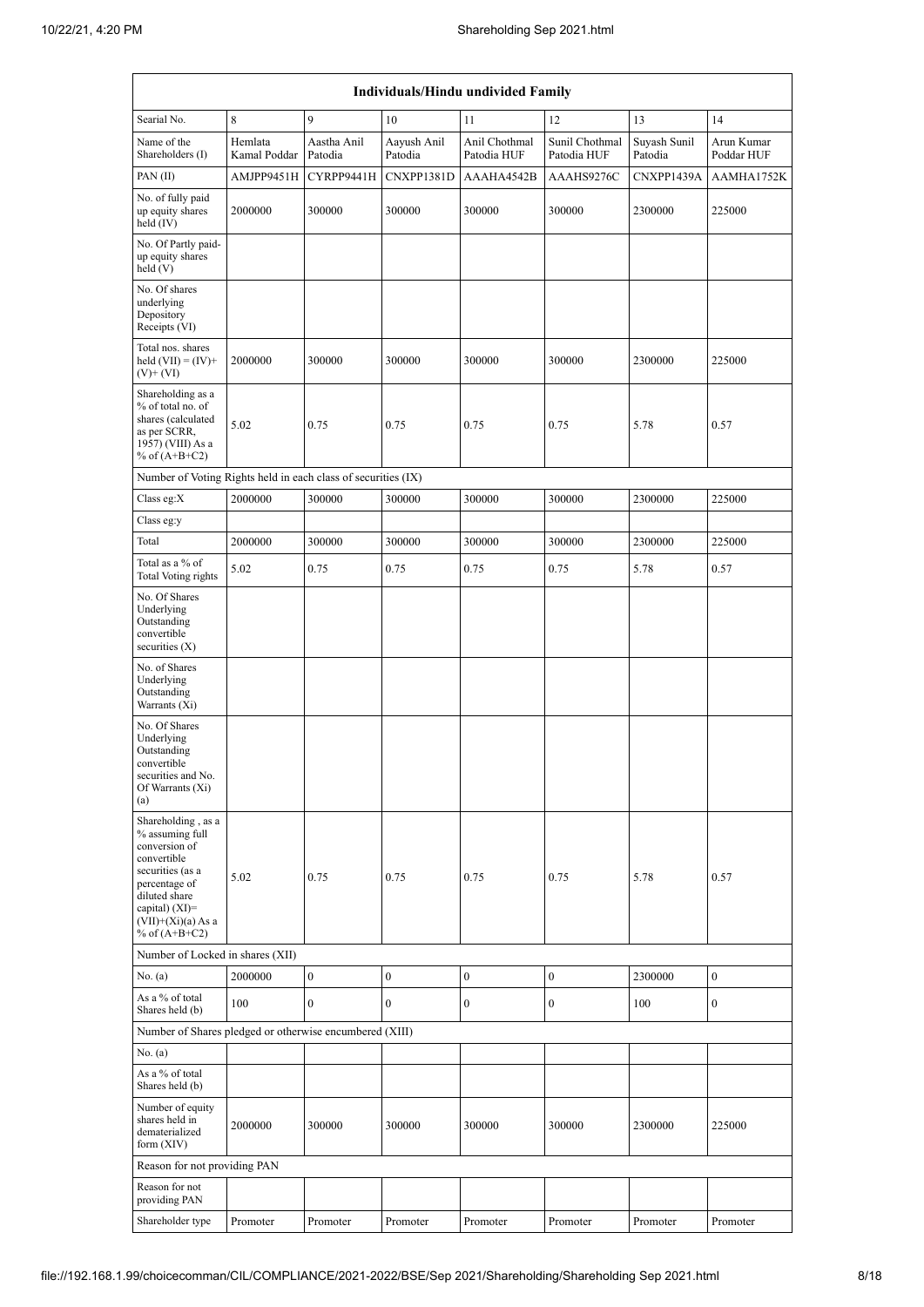| Individuals/Hindu undivided Family | | | | | | | |
|---|---|---|---|---|---|---|---|
| Searial No. | 8 | 9 | 10 | 11 | 12 | 13 | 14 |
| Name of the Shareholders (I) | Hemlata Kamal Poddar | Aastha Anil Patodia | Aayush Anil Patodia | Anil Chothmal Patodia HUF | Sunil Chothmal Patodia HUF | Suyash Sunil Patodia | Arun Kumar Poddar HUF |
| PAN (II) | AMJPP9451H | CYRPP9441H | CNXPP1381D | AAAHA4542B | AAAHS9276C | CNXPP1439A | AAMHA1752K |
| No. of fully paid up equity shares held (IV) | 2000000 | 300000 | 300000 | 300000 | 300000 | 2300000 | 225000 |
| No. Of Partly paid-up equity shares held (V) | | | | | | | |
| No. Of shares underlying Depository Receipts (VI) | | | | | | | |
| Total nos. shares held (VII) = (IV)+ (V)+ (VI) | 2000000 | 300000 | 300000 | 300000 | 300000 | 2300000 | 225000 |
| Shareholding as a % of total no. of shares (calculated as per SCRR, 1957) (VIII) As a % of (A+B+C2) | 5.02 | 0.75 | 0.75 | 0.75 | 0.75 | 5.78 | 0.57 |
| Number of Voting Rights held in each class of securities (IX) | | | | | | | |
| Class eg:X | 2000000 | 300000 | 300000 | 300000 | 300000 | 2300000 | 225000 |
| Class eg:y | | | | | | | |
| Total | 2000000 | 300000 | 300000 | 300000 | 300000 | 2300000 | 225000 |
| Total as a % of Total Voting rights | 5.02 | 0.75 | 0.75 | 0.75 | 0.75 | 5.78 | 0.57 |
| No. Of Shares Underlying Outstanding convertible securities (X) | | | | | | | |
| No. of Shares Underlying Outstanding Warrants (Xi) | | | | | | | |
| No. Of Shares Underlying Outstanding convertible securities and No. Of Warrants (Xi) (a) | | | | | | | |
| Shareholding , as a % assuming full conversion of convertible securities (as a percentage of diluted share capital) (XI)= (VII)+(Xi)(a) As a % of (A+B+C2) | 5.02 | 0.75 | 0.75 | 0.75 | 0.75 | 5.78 | 0.57 |
| Number of Locked in shares (XII) | | | | | | | |
| No. (a) | 2000000 | 0 | 0 | 0 | 0 | 2300000 | 0 |
| As a % of total Shares held (b) | 100 | 0 | 0 | 0 | 0 | 100 | 0 |
| Number of Shares pledged or otherwise encumbered (XIII) | | | | | | | |
| No. (a) | | | | | | | |
| As a % of total Shares held (b) | | | | | | | |
| Number of equity shares held in dematerialized form (XIV) | 2000000 | 300000 | 300000 | 300000 | 300000 | 2300000 | 225000 |
| Reason for not providing PAN | | | | | | | |
| Reason for not providing PAN | | | | | | | |
| Shareholder type | Promoter | Promoter | Promoter | Promoter | Promoter | Promoter | Promoter |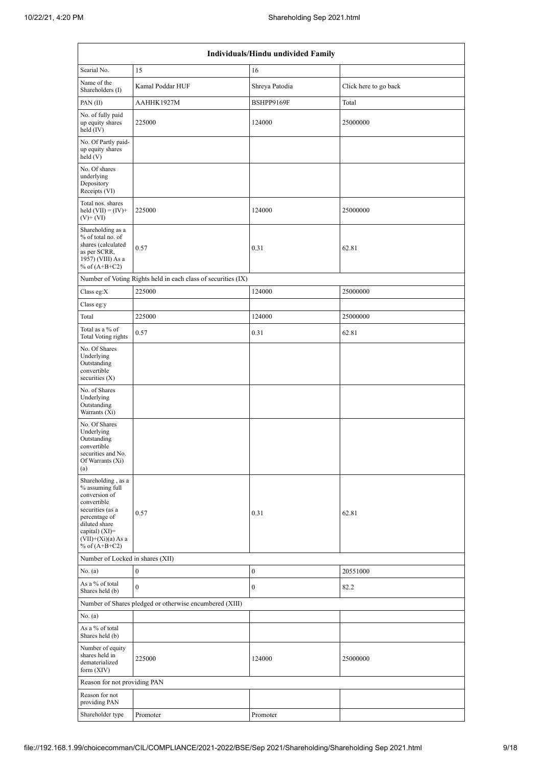| Individuals/Hindu undivided Family | | | |
|---|---|---|---|
| Searial No. | 15 | 16 | |
| Name of the Shareholders (I) | Kamal Poddar HUF | Shreya Patodia | Click here to go back |
| PAN (II) | AAHHK1927M | BSHPP9169F | Total |
| No. of fully paid up equity shares held (IV) | 225000 | 124000 | 25000000 |
| No. Of Partly paid-up equity shares held (V) | | | |
| No. Of shares underlying Depository Receipts (VI) | | | |
| Total nos. shares held (VII) = (IV)+ (V)+ (VI) | 225000 | 124000 | 25000000 |
| Shareholding as a % of total no. of shares (calculated as per SCRR, 1957) (VIII) As a % of (A+B+C2) | 0.57 | 0.31 | 62.81 |
| Number of Voting Rights held in each class of securities (IX) | | | |
| Class eg:X | 225000 | 124000 | 25000000 |
| Class eg:y | | | |
| Total | 225000 | 124000 | 25000000 |
| Total as a % of Total Voting rights | 0.57 | 0.31 | 62.81 |
| No. Of Shares Underlying Outstanding convertible securities (X) | | | |
| No. of Shares Underlying Outstanding Warrants (Xi) | | | |
| No. Of Shares Underlying Outstanding convertible securities and No. Of Warrants (Xi) (a) | | | |
| Shareholding , as a % assuming full conversion of convertible securities (as a percentage of diluted share capital) (XI)= (VII)+(Xi)(a) As a % of (A+B+C2) | 0.57 | 0.31 | 62.81 |
| Number of Locked in shares (XII) | | | |
| No. (a) | 0 | 0 | 20551000 |
| As a % of total Shares held (b) | 0 | 0 | 82.2 |
| Number of Shares pledged or otherwise encumbered (XIII) | | | |
| No. (a) | | | |
| As a % of total Shares held (b) | | | |
| Number of equity shares held in dematerialized form (XIV) | 225000 | 124000 | 25000000 |
| Reason for not providing PAN | | | |
| Reason for not providing PAN | | | |
| Shareholder type | Promoter | Promoter | |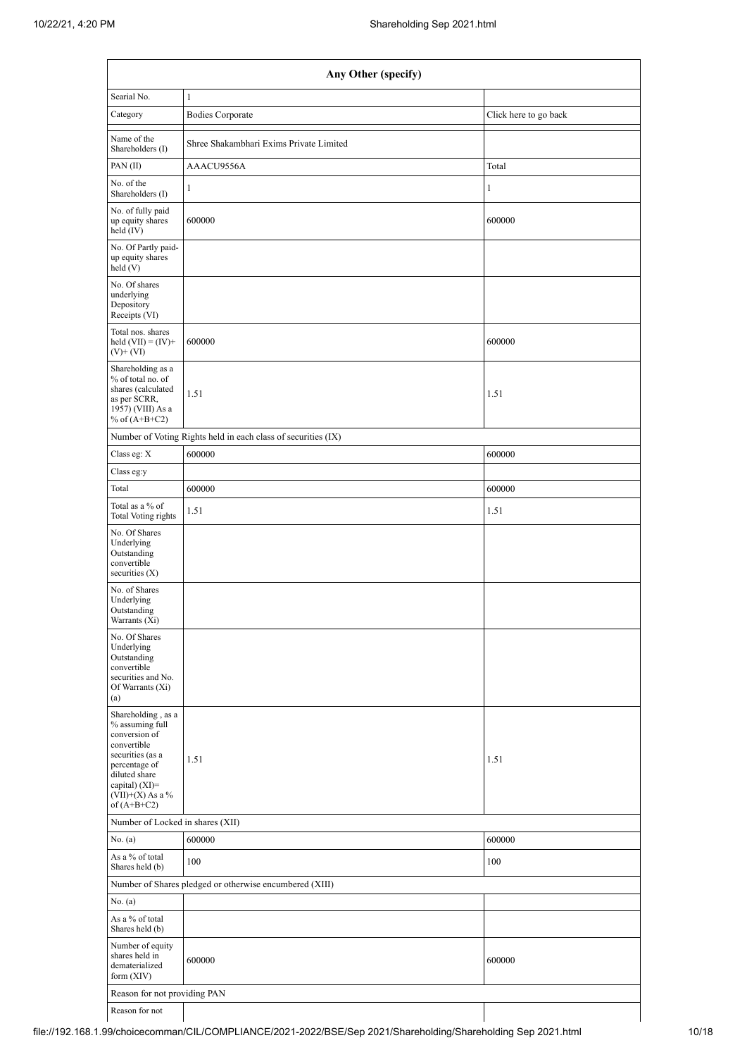| Any Other (specify) | | |
|---|---|---|
| Searial No. | 1 | |
| Category | Bodies Corporate | Click here to go back |
| Name of the Shareholders (I) | Shree Shakambhari Exims Private Limited | |
| PAN (II) | AAACU9556A | Total |
| No. of the Shareholders (I) | 1 | 1 |
| No. of fully paid up equity shares held (IV) | 600000 | 600000 |
| No. Of Partly paid-up equity shares held (V) | | |
| No. Of shares underlying Depository Receipts (VI) | | |
| Total nos. shares held (VII) = (IV)+ (V)+ (VI) | 600000 | 600000 |
| Shareholding as a % of total no. of shares (calculated as per SCRR, 1957) (VIII) As a % of (A+B+C2) | 1.51 | 1.51 |
| Number of Voting Rights held in each class of securities (IX) | | |
| Class eg: X | 600000 | 600000 |
| Class eg:y | | |
| Total | 600000 | 600000 |
| Total as a % of Total Voting rights | 1.51 | 1.51 |
| No. Of Shares Underlying Outstanding convertible securities (X) | | |
| No. of Shares Underlying Outstanding Warrants (Xi) | | |
| No. Of Shares Underlying Outstanding convertible securities and No. Of Warrants (Xi) (a) | | |
| Shareholding , as a % assuming full conversion of convertible securities (as a percentage of diluted share capital) (XI)= (VII)+(X) As a % of (A+B+C2) | 1.51 | 1.51 |
| Number of Locked in shares (XII) | | |
| No. (a) | 600000 | 600000 |
| As a % of total Shares held (b) | 100 | 100 |
| Number of Shares pledged or otherwise encumbered (XIII) | | |
| No. (a) | | |
| As a % of total Shares held (b) | | |
| Number of equity shares held in dematerialized form (XIV) | 600000 | 600000 |
| Reason for not providing PAN | | |
| Reason for not | | |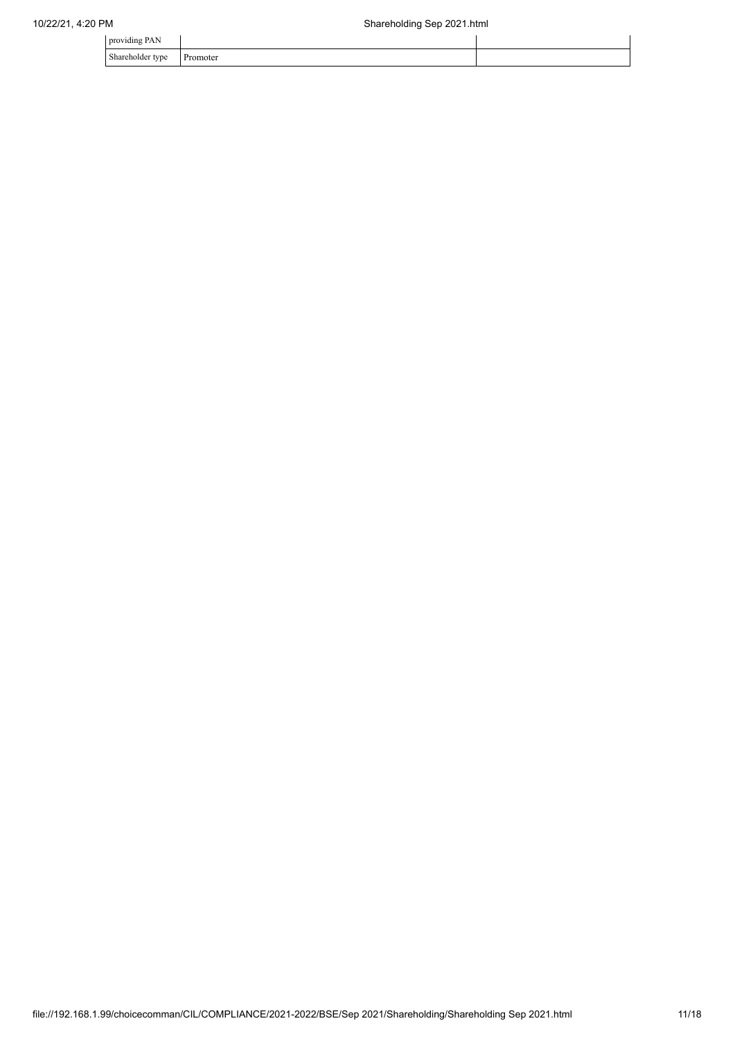| | | |
|---|---|---|
| providing PAN | | |
| Shareholder type | Promoter | |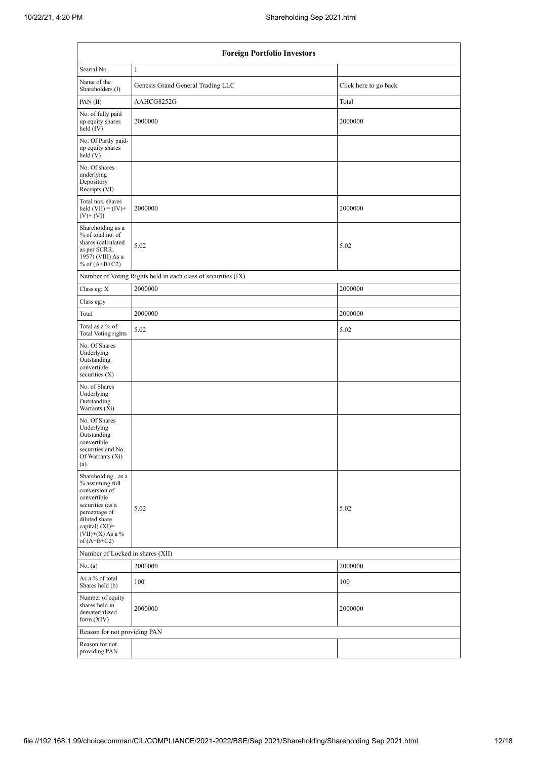| Foreign Portfolio Investors | | |
|---|---|---|
| Searial No. | 1 | |
| Name of the Shareholders (I) | Genesis Grand General Trading LLC | Click here to go back |
| PAN (II) | AAHCG8252G | Total |
| No. of fully paid up equity shares held (IV) | 2000000 | 2000000 |
| No. Of Partly paid-up equity shares held (V) | | |
| No. Of shares underlying Depository Receipts (VI) | | |
| Total nos. shares held (VII) = (IV)+ (V)+ (VI) | 2000000 | 2000000 |
| Shareholding as a % of total no. of shares (calculated as per SCRR, 1957) (VIII) As a % of (A+B+C2) | 5.02 | 5.02 |
| Number of Voting Rights held in each class of securities (IX) | | |
| Class eg: X | 2000000 | 2000000 |
| Class eg:y | | |
| Total | 2000000 | 2000000 |
| Total as a % of Total Voting rights | 5.02 | 5.02 |
| No. Of Shares Underlying Outstanding convertible securities (X) | | |
| No. of Shares Underlying Outstanding Warrants (Xi) | | |
| No. Of Shares Underlying Outstanding convertible securities and No. Of Warrants (Xi) (a) | | |
| Shareholding , as a % assuming full conversion of convertible securities (as a percentage of diluted share capital) (XI)= (VII)+(X) As a % of (A+B+C2) | 5.02 | 5.02 |
| Number of Locked in shares (XII) | | |
| No. (a) | 2000000 | 2000000 |
| As a % of total Shares held (b) | 100 | 100 |
| Number of equity shares held in dematerialized form (XIV) | 2000000 | 2000000 |
| Reason for not providing PAN | | |
| Reason for not providing PAN | | |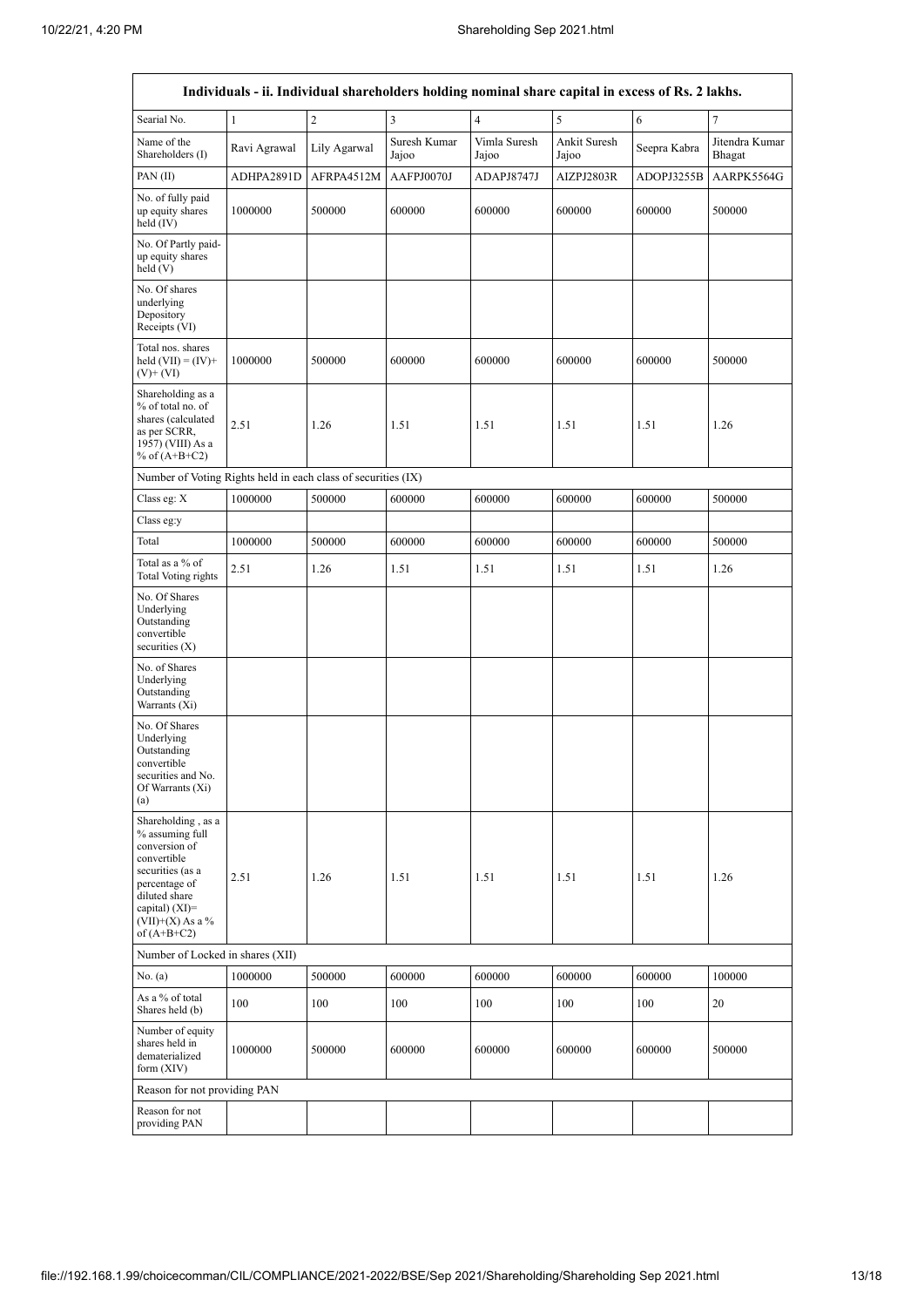| Individuals - ii. Individual shareholders holding nominal share capital in excess of Rs. 2 lakhs. | | | | | | | |
|---|---|---|---|---|---|---|---|
| Searial No. | 1 | 2 | 3 | 4 | 5 | 6 | 7 |
| Name of the Shareholders (I) | Ravi Agrawal | Lily Agarwal | Suresh Kumar Jajoo | Vimla Suresh Jajoo | Ankit Suresh Jajoo | Seepra Kabra | Jitendra Kumar Bhagat |
| PAN (II) | ADHPA2891D | AFRPA4512M | AAFPJ0070J | ADAPJ8747J | AIZPJ2803R | ADOPJ3255B | AARPK5564G |
| No. of fully paid up equity shares held (IV) | 1000000 | 500000 | 600000 | 600000 | 600000 | 600000 | 500000 |
| No. Of Partly paid-up equity shares held (V) | | | | | | | |
| No. Of shares underlying Depository Receipts (VI) | | | | | | | |
| Total nos. shares held (VII) = (IV)+ (V)+ (VI) | 1000000 | 500000 | 600000 | 600000 | 600000 | 600000 | 500000 |
| Shareholding as a % of total no. of shares (calculated as per SCRR, 1957) (VIII) As a % of (A+B+C2) | 2.51 | 1.26 | 1.51 | 1.51 | 1.51 | 1.51 | 1.26 |
| Number of Voting Rights held in each class of securities (IX) | | | | | | | |
| Class eg: X | 1000000 | 500000 | 600000 | 600000 | 600000 | 600000 | 500000 |
| Class eg:y | | | | | | | |
| Total | 1000000 | 500000 | 600000 | 600000 | 600000 | 600000 | 500000 |
| Total as a % of Total Voting rights | 2.51 | 1.26 | 1.51 | 1.51 | 1.51 | 1.51 | 1.26 |
| No. Of Shares Underlying Outstanding convertible securities (X) | | | | | | | |
| No. of Shares Underlying Outstanding Warrants (Xi) | | | | | | | |
| No. Of Shares Underlying Outstanding convertible securities and No. Of Warrants (Xi) (a) | | | | | | | |
| Shareholding , as a % assuming full conversion of convertible securities (as a percentage of diluted share capital) (XI)= (VII)+(X) As a % of (A+B+C2) | 2.51 | 1.26 | 1.51 | 1.51 | 1.51 | 1.51 | 1.26 |
| Number of Locked in shares (XII) | | | | | | | |
| No. (a) | 1000000 | 500000 | 600000 | 600000 | 600000 | 600000 | 100000 |
| As a % of total Shares held (b) | 100 | 100 | 100 | 100 | 100 | 100 | 20 |
| Number of equity shares held in dematerialized form (XIV) | 1000000 | 500000 | 600000 | 600000 | 600000 | 600000 | 500000 |
| Reason for not providing PAN | | | | | | | |
| Reason for not providing PAN | | | | | | | |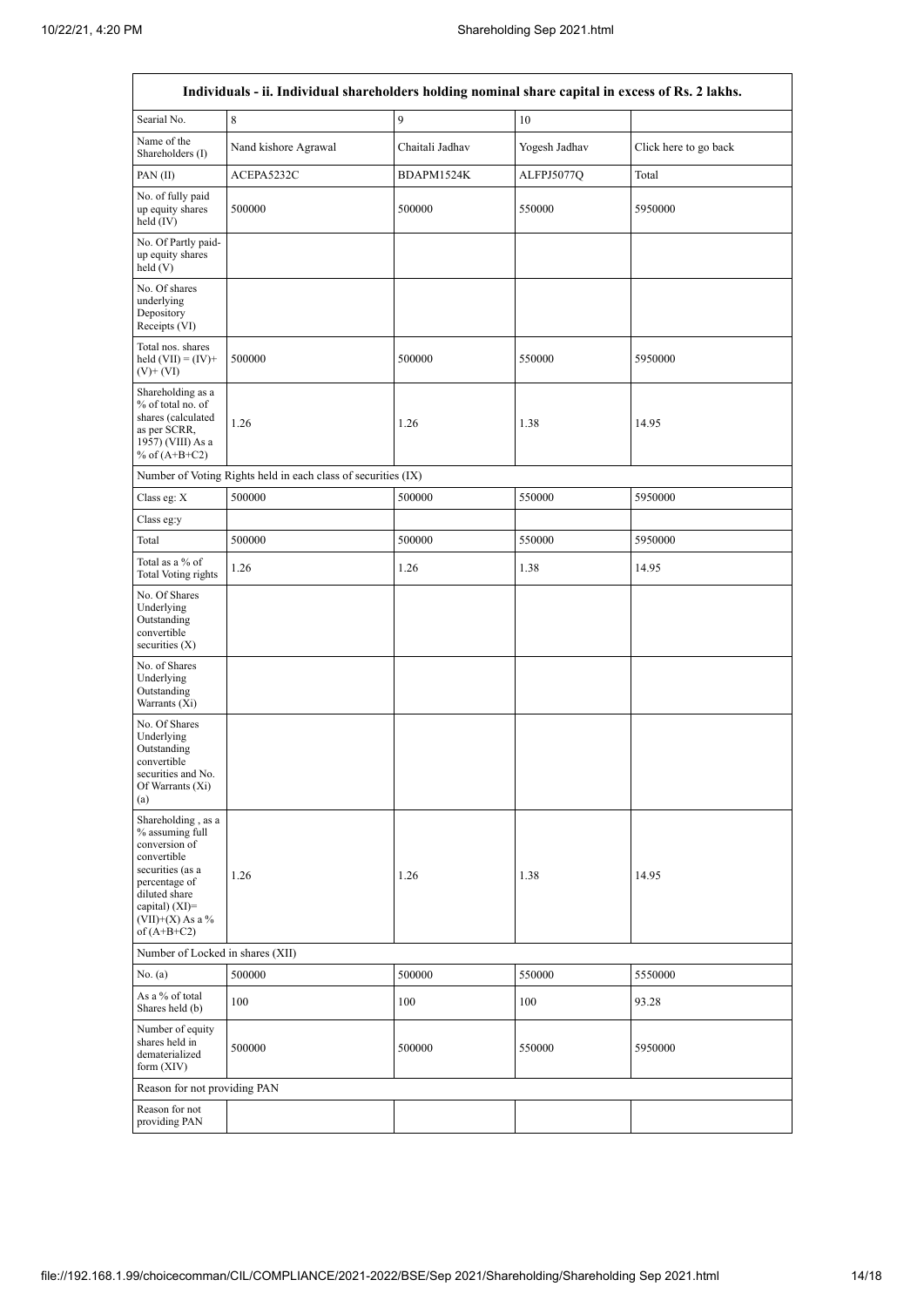| Individuals - ii. Individual shareholders holding nominal share capital in excess of Rs. 2 lakhs. | | | | |
|---|---|---|---|---|
| Searial No. | 8 | 9 | 10 | |
| Name of the Shareholders (I) | Nand kishore Agrawal | Chaitali Jadhav | Yogesh Jadhav | Click here to go back |
| PAN (II) | ACEPA5232C | BDAPM1524K | ALFPJ5077Q | Total |
| No. of fully paid up equity shares held (IV) | 500000 | 500000 | 550000 | 5950000 |
| No. Of Partly paid-up equity shares held (V) | | | | |
| No. Of shares underlying Depository Receipts (VI) | | | | |
| Total nos. shares held (VII) = (IV)+(V)+ (VI) | 500000 | 500000 | 550000 | 5950000 |
| Shareholding as a % of total no. of shares (calculated as per SCRR, 1957) (VIII) As a % of (A+B+C2) | 1.26 | 1.26 | 1.38 | 14.95 |
| Number of Voting Rights held in each class of securities (IX) | | | | |
| Class eg: X | 500000 | 500000 | 550000 | 5950000 |
| Class eg:y | | | | |
| Total | 500000 | 500000 | 550000 | 5950000 |
| Total as a % of Total Voting rights | 1.26 | 1.26 | 1.38 | 14.95 |
| No. Of Shares Underlying Outstanding convertible securities (X) | | | | |
| No. of Shares Underlying Outstanding Warrants (Xi) | | | | |
| No. Of Shares Underlying Outstanding convertible securities and No. Of Warrants (Xi) (a) | | | | |
| Shareholding , as a % assuming full conversion of convertible securities (as a percentage of diluted share capital) (XI)= (VII)+(X) As a % of (A+B+C2) | 1.26 | 1.26 | 1.38 | 14.95 |
| Number of Locked in shares (XII) | | | | |
| No. (a) | 500000 | 500000 | 550000 | 5550000 |
| As a % of total Shares held (b) | 100 | 100 | 100 | 93.28 |
| Number of equity shares held in dematerialized form (XIV) | 500000 | 500000 | 550000 | 5950000 |
| Reason for not providing PAN | | | | |
| Reason for not providing PAN | | | | |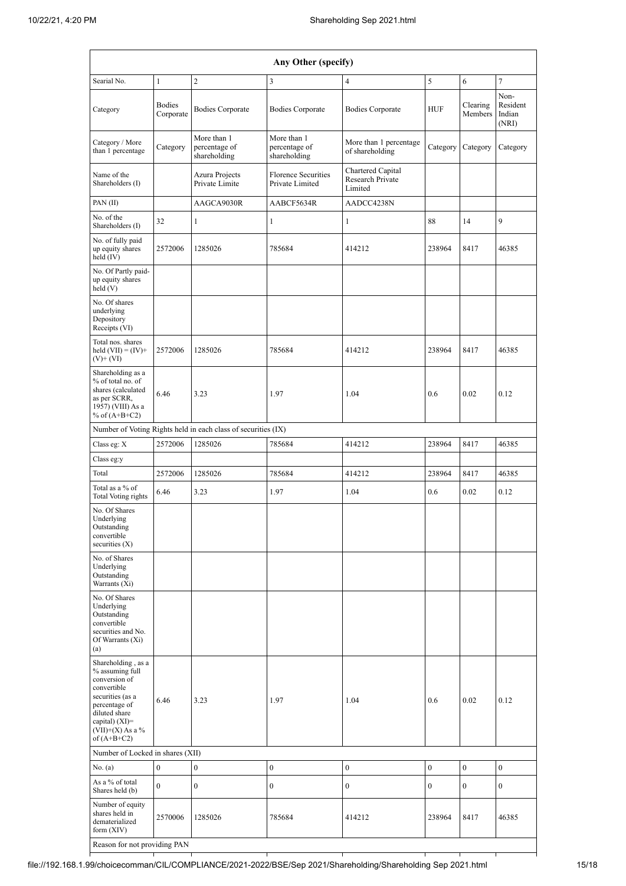| Any Other (specify) | | | | | | | |
|---|---|---|---|---|---|---|---|
| Searial No. | 1 | 2 | 3 | 4 | 5 | 6 | 7 |
| Category | Bodies Corporate | Bodies Corporate | Bodies Corporate | Bodies Corporate | HUF | Clearing Members | Non-Resident Indian (NRI) |
| Category / More than 1 percentage | Category | More than 1 percentage of shareholding | More than 1 percentage of shareholding | More than 1 percentage of shareholding | Category | Category | Category |
| Name of the Shareholders (I) | | Azura Projects Private Limite | Florence Securities Private Limited | Chartered Capital Research Private Limited | | | |
| PAN (II) | | AAGCA9030R | AABCF5634R | AADCC4238N | | | |
| No. of the Shareholders (I) | 32 | 1 | 1 | 1 | 88 | 14 | 9 |
| No. of fully paid up equity shares held (IV) | 2572006 | 1285026 | 785684 | 414212 | 238964 | 8417 | 46385 |
| No. Of Partly paid-up equity shares held (V) | | | | | | | |
| No. Of shares underlying Depository Receipts (VI) | | | | | | | |
| Total nos. shares held (VII) = (IV)+ (V)+ (VI) | 2572006 | 1285026 | 785684 | 414212 | 238964 | 8417 | 46385 |
| Shareholding as a % of total no. of shares (calculated as per SCRR, 1957) (VIII) As a % of (A+B+C2) | 6.46 | 3.23 | 1.97 | 1.04 | 0.6 | 0.02 | 0.12 |
| Number of Voting Rights held in each class of securities (IX) | | | | | | | |
| Class eg: X | 2572006 | 1285026 | 785684 | 414212 | 238964 | 8417 | 46385 |
| Class eg:y | | | | | | | |
| Total | 2572006 | 1285026 | 785684 | 414212 | 238964 | 8417 | 46385 |
| Total as a % of Total Voting rights | 6.46 | 3.23 | 1.97 | 1.04 | 0.6 | 0.02 | 0.12 |
| No. Of Shares Underlying Outstanding convertible securities (X) | | | | | | | |
| No. of Shares Underlying Outstanding Warrants (Xi) | | | | | | | |
| No. Of Shares Underlying Outstanding convertible securities and No. Of Warrants (Xi) (a) | | | | | | | |
| Shareholding , as a % assuming full conversion of convertible securities (as a percentage of diluted share capital) (XI)= (VII)+(X) As a % of (A+B+C2) | 6.46 | 3.23 | 1.97 | 1.04 | 0.6 | 0.02 | 0.12 |
| Number of Locked in shares (XII) | | | | | | | |
| No. (a) | 0 | 0 | 0 | 0 | 0 | 0 | 0 |
| As a % of total Shares held (b) | 0 | 0 | 0 | 0 | 0 | 0 | 0 |
| Number of equity shares held in dematerialized form (XIV) | 2570006 | 1285026 | 785684 | 414212 | 238964 | 8417 | 46385 |
| Reason for not providing PAN | | | | | | | |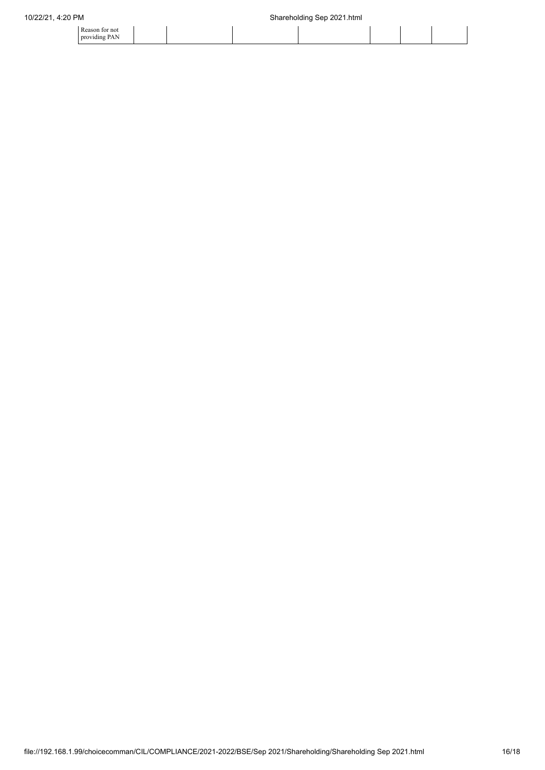| Reason for not providing PAN | | | | | | | |
|---|---|---|---|---|---|---|---|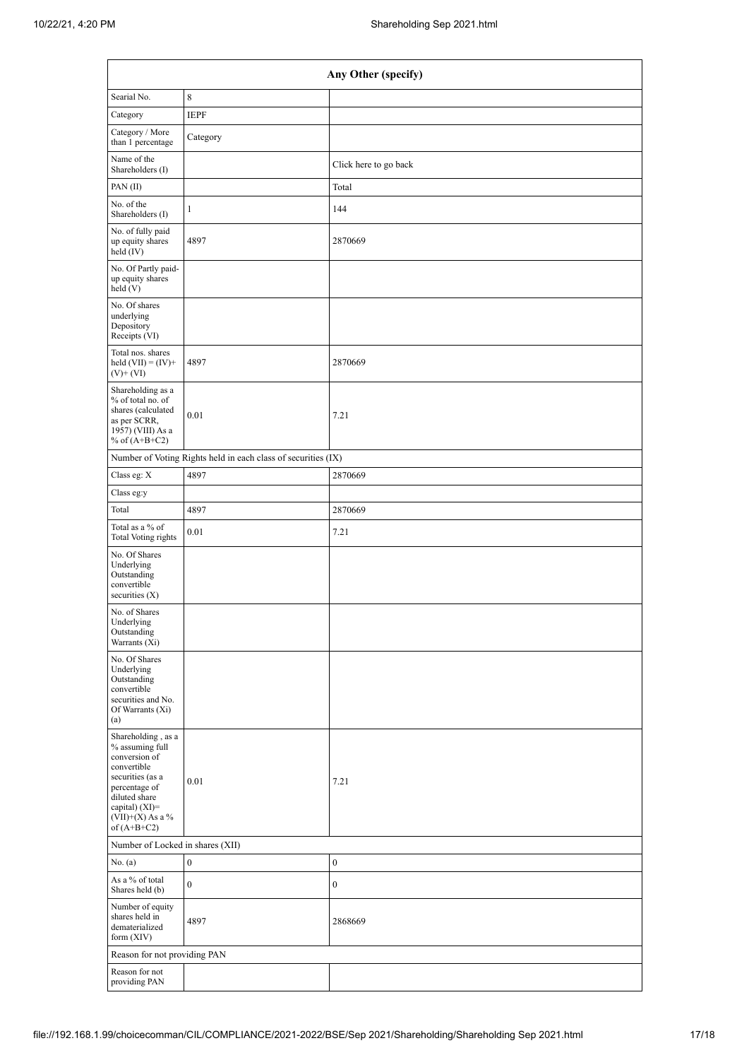| Any Other (specify) | | |
|---|---|---|
| Searial No. | 8 | |
| Category | IEPF | |
| Category / More than 1 percentage | Category | |
| Name of the Shareholders (I) | | Click here to go back |
| PAN (II) | | Total |
| No. of the Shareholders (I) | 1 | 144 |
| No. of fully paid up equity shares held (IV) | 4897 | 2870669 |
| No. Of Partly paid-up equity shares held (V) | | |
| No. Of shares underlying Depository Receipts (VI) | | |
| Total nos. shares held (VII) = (IV)+(V)+ (VI) | 4897 | 2870669 |
| Shareholding as a % of total no. of shares (calculated as per SCRR, 1957) (VIII) As a % of (A+B+C2) | 0.01 | 7.21 |
| Number of Voting Rights held in each class of securities (IX) | | |
| Class eg: X | 4897 | 2870669 |
| Class eg:y | | |
| Total | 4897 | 2870669 |
| Total as a % of Total Voting rights | 0.01 | 7.21 |
| No. Of Shares Underlying Outstanding convertible securities (X) | | |
| No. of Shares Underlying Outstanding Warrants (Xi) | | |
| No. Of Shares Underlying Outstanding convertible securities and No. Of Warrants (Xi) (a) | | |
| Shareholding , as a % assuming full conversion of convertible securities (as a percentage of diluted share capital) (XI)= (VII)+(X) As a % of (A+B+C2) | 0.01 | 7.21 |
| Number of Locked in shares (XII) | | |
| No. (a) | 0 | 0 |
| As a % of total Shares held (b) | 0 | 0 |
| Number of equity shares held in dematerialized form (XIV) | 4897 | 2868669 |
| Reason for not providing PAN | | |
| Reason for not providing PAN | | |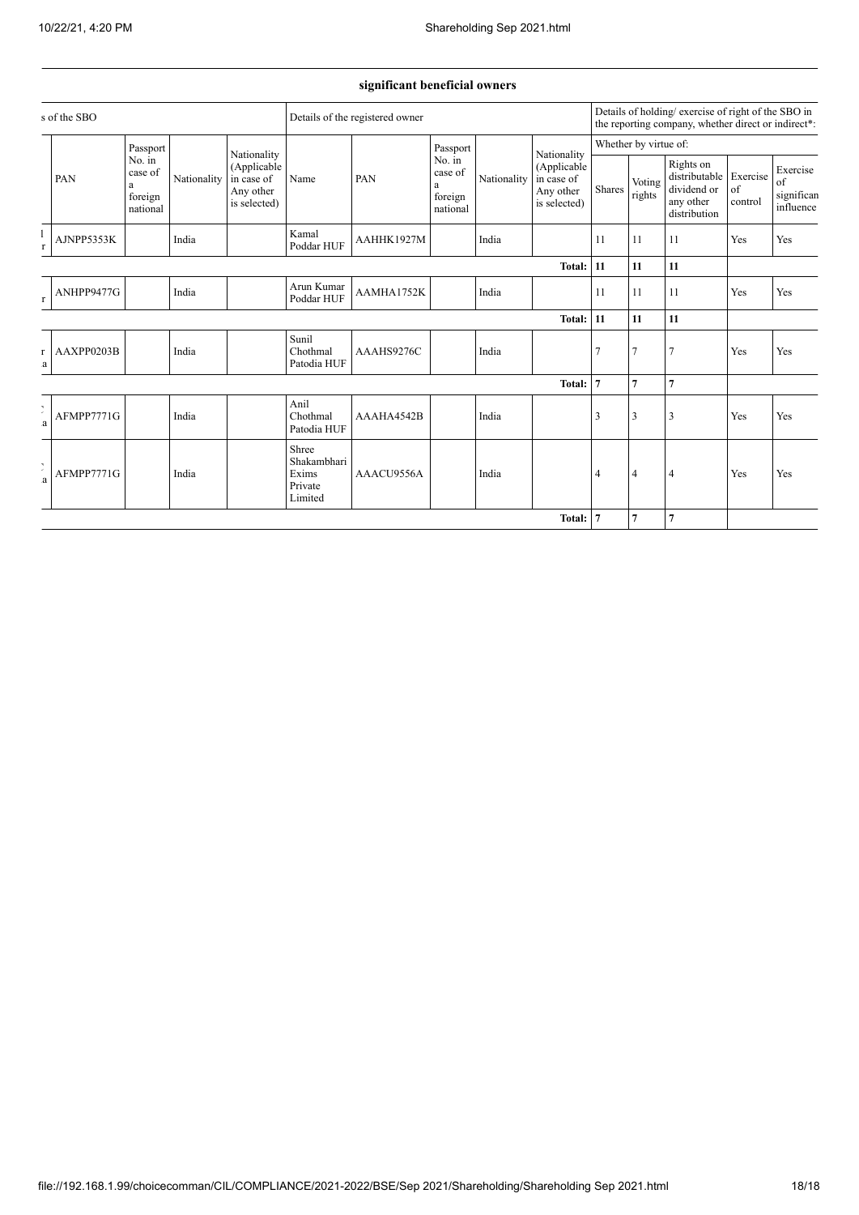## significant beneficial owners

| s of the SBO | | | | | Details of the registered owner | | | | | Details of holding/ exercise of right of the SBO in the reporting company, whether direct or indirect*: | | | | |
|---|---|---|---|---|---|---|---|---|---|---|---|---|---|---|
| | | | | | | | | | | Whether by virtue of: | | | | |
| | PAN | Passport No. in case of a foreign national | Nationality | Nationality (Applicable in case of Any other is selected) | Name | PAN | Passport No. in case of a foreign national | Nationality | Nationality (Applicable in case of Any other is selected) | Shares | Voting rights | Rights on distributable dividend or any other distribution | Exercise of control | Exercise of significan influence |
| l r | AJNPP5353K | | India | | Kamal Poddar HUF | AAHHK1927M | | India | | 11 | 11 | 11 | Yes | Yes |
| | | | | | | | | | **Total:** | **11** | **11** | **11** | | |
| r | ANHPP9477G | | India | | Arun Kumar Poddar HUF | AAMHA1752K | | India | | 11 | 11 | 11 | Yes | Yes |
| | | | | | | | | | **Total:** | **11** | **11** | **11** | | |
| r a | AAXPP0203B | | India | | Sunil Chothmal Patodia HUF | AAAHS9276C | | India | | 7 | 7 | 7 | Yes | Yes |
| | | | | | | | | | **Total:** | **7** | **7** | **7** | | |
| a | AFMPP7771G | | India | | Anil Chothmal Patodia HUF | AAAHA4542B | | India | | 3 | 3 | 3 | Yes | Yes |
| a | AFMPP7771G | | India | | Shree Shakambhari Exims Private Limited | AAACU9556A | | India | | 4 | 4 | 4 | Yes | Yes |
| | | | | | | | | | **Total:** | **7** | **7** | **7** | | |